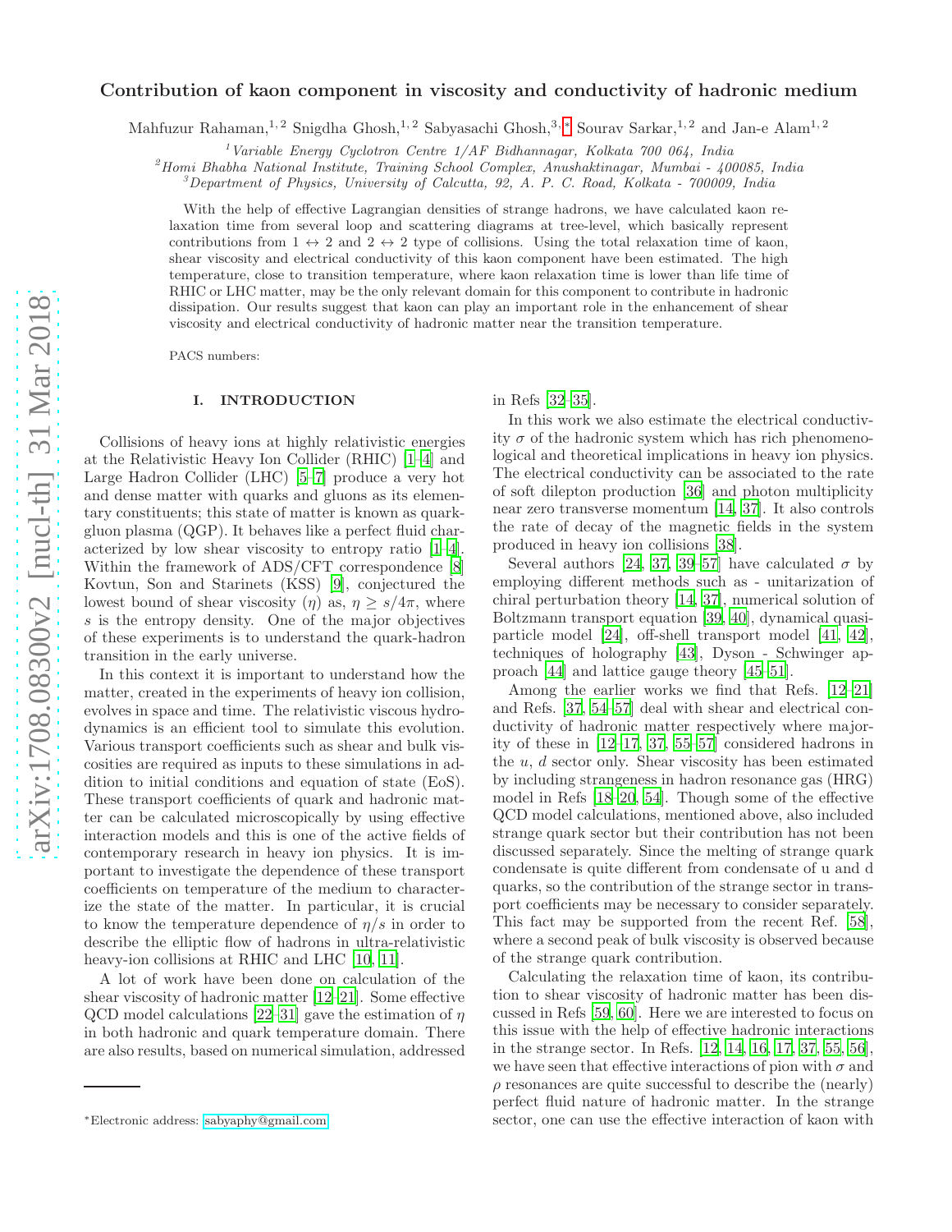# Contribution of kaon component in viscosity and conductivity of hadronic medium

Mahfuzur Rahaman,[1,2] Snigdha Ghosh,[1,2] Sabyasachi Ghosh,[3,*] Sourav Sarkar,[1,2] and Jan-e Alam[1,2]

[1] Variable Energy Cyclotron Centre 1/AF Bidhannagar, Kolkata 700 064, India
[2] Homi Bhabha National Institute, Training School Complex, Anushaktinagar, Mumbai - 400085, India
[3] Department of Physics, University of Calcutta, 92, A. P. C. Road, Kolkata - 700009, India

With the help of effective Lagrangian densities of strange hadrons, we have calculated kaon relaxation time from several loop and scattering diagrams at tree-level, which basically represent contributions from $1 \leftrightarrow 2$ and $2 \leftrightarrow 2$ type of collisions. Using the total relaxation time of kaon, shear viscosity and electrical conductivity of this kaon component have been estimated. The high temperature, close to transition temperature, where kaon relaxation time is lower than life time of RHIC or LHC matter, may be the only relevant domain for this component to contribute in hadronic dissipation. Our results suggest that kaon can play an important role in the enhancement of shear viscosity and electrical conductivity of hadronic matter near the transition temperature.

PACS numbers:

## I. INTRODUCTION

Collisions of heavy ions at highly relativistic energies at the Relativistic Heavy Ion Collider (RHIC) [1–4] and Large Hadron Collider (LHC) [5–7] produce a very hot and dense matter with quarks and gluons as its elementary constituents; this state of matter is known as quark-gluon plasma (QGP). It behaves like a perfect fluid characterized by low shear viscosity to entropy ratio [1–4]. Within the framework of ADS/CFT correspondence [8] Kovtun, Son and Starinets (KSS) [9], conjectured the lowest bound of shear viscosity ($\eta$) as, $\eta \geq s/4\pi$, where $s$ is the entropy density. One of the major objectives of these experiments is to understand the quark-hadron transition in the early universe.

In this context it is important to understand how the matter, created in the experiments of heavy ion collision, evolves in space and time. The relativistic viscous hydrodynamics is an efficient tool to simulate this evolution. Various transport coefficients such as shear and bulk viscosities are required as inputs to these simulations in addition to initial conditions and equation of state (EoS). These transport coefficients of quark and hadronic matter can be calculated microscopically by using effective interaction models and this is one of the active fields of contemporary research in heavy ion physics. It is important to investigate the dependence of these transport coefficients on temperature of the medium to characterize the state of the matter. In particular, it is crucial to know the temperature dependence of $\eta/s$ in order to describe the elliptic flow of hadrons in ultra-relativistic heavy-ion collisions at RHIC and LHC [10, 11].

A lot of work have been done on calculation of the shear viscosity of hadronic matter [12–21]. Some effective QCD model calculations [22–31] gave the estimation of $\eta$ in both hadronic and quark temperature domain. There are also results, based on numerical simulation, addressed in Refs [32–35].

In this work we also estimate the electrical conductivity $\sigma$ of the hadronic system which has rich phenomenological and theoretical implications in heavy ion physics. The electrical conductivity can be associated to the rate of soft dilepton production [36] and photon multiplicity near zero transverse momentum [14, 37]. It also controls the rate of decay of the magnetic fields in the system produced in heavy ion collisions [38].

Several authors [24, 37, 39–57] have calculated $\sigma$ by employing different methods such as - unitarization of chiral perturbation theory [14, 37], numerical solution of Boltzmann transport equation [39, 40], dynamical quasi-particle model [24], off-shell transport model [41, 42], techniques of holography [43], Dyson - Schwinger approach [44] and lattice gauge theory [45–51].

Among the earlier works we find that Refs. [12–21] and Refs. [37, 54–57] deal with shear and electrical conductivity of hadronic matter respectively where majority of these in [12–17, 37, 55–57] considered hadrons in the $u$, $d$ sector only. Shear viscosity has been estimated by including strangeness in hadron resonance gas (HRG) model in Refs [18–20, 54]. Though some of the effective QCD model calculations, mentioned above, also included strange quark sector but their contribution has not been discussed separately. Since the melting of strange quark condensate is quite different from condensate of u and d quarks, so the contribution of the strange sector in transport coefficients may be necessary to consider separately. This fact may be supported from the recent Ref. [58], where a second peak of bulk viscosity is observed because of the strange quark contribution.

Calculating the relaxation time of kaon, its contribution to shear viscosity of hadronic matter has been discussed in Refs [59, 60]. Here we are interested to focus on this issue with the help of effective hadronic interactions in the strange sector. In Refs. [12, 14, 16, 17, 37, 55, 56], we have seen that effective interactions of pion with $\sigma$ and $\rho$ resonances are quite successful to describe the (nearly) perfect fluid nature of hadronic matter. In the strange sector, one can use the effective interaction of kaon with

*Electronic address: sabyaphy@gmail.com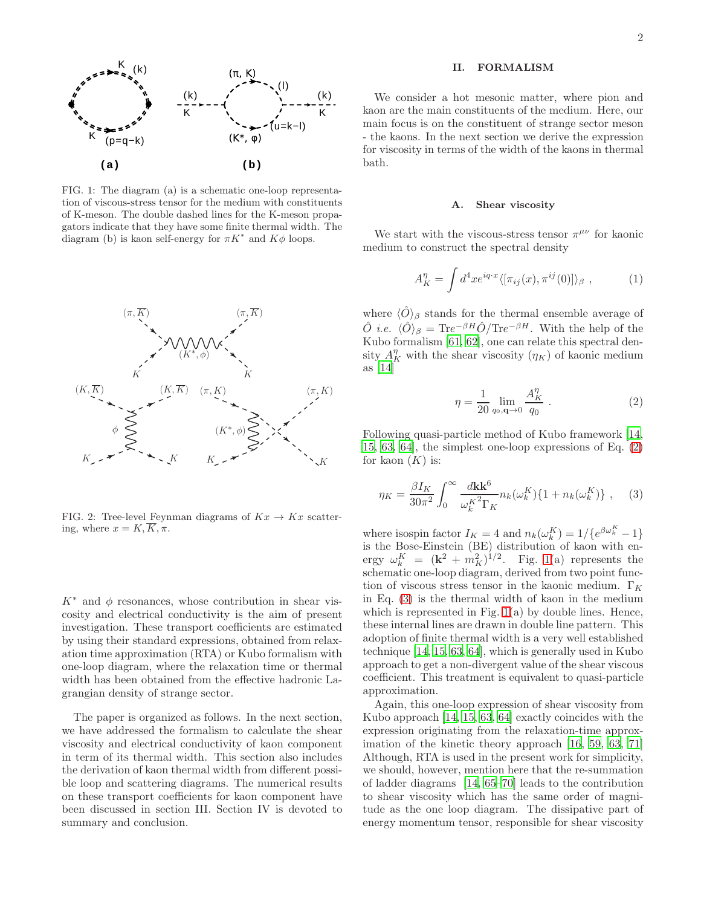FIG. 1: The diagram (a) is a schematic one-loop representation of viscous-stress tensor for the medium with constituents of K-meson. The double dashed lines for the K-meson propagators indicate that they have some finite thermal width. The diagram (b) is kaon self-energy for $\pi K^*$ and $K\phi$ loops.

FIG. 2: Tree-level Feynman diagrams of $Kx \to Kx$ scattering, where $x = K, \overline{K}, \pi$.

$K^*$ and $\phi$ resonances, whose contribution in shear viscosity and electrical conductivity is the aim of present investigation. These transport coefficients are estimated by using their standard expressions, obtained from relaxation time approximation (RTA) or Kubo formalism with one-loop diagram, where the relaxation time or thermal width has been obtained from the effective hadronic Lagrangian density of strange sector.

The paper is organized as follows. In the next section, we have addressed the formalism to calculate the shear viscosity and electrical conductivity of kaon component in term of its thermal width. This section also includes the derivation of kaon thermal width from different possible loop and scattering diagrams. The numerical results on these transport coefficients for kaon component have been discussed in section III. Section IV is devoted to summary and conclusion.

## II. FORMALISM

We consider a hot mesonic matter, where pion and kaon are the main constituents of the medium. Here, our main focus is on the constituent of strange sector meson - the kaons. In the next section we derive the expression for viscosity in terms of the width of the kaons in thermal bath.

### A. Shear viscosity

We start with the viscous-stress tensor $\pi^{\mu\nu}$ for kaonic medium to construct the spectral density

$$A^\eta_K = \int d^4x e^{iq\cdot x} \langle [\pi_{ij}(x), \pi^{ij}(0)] \rangle_\beta \ , \qquad (1)$$

where $\langle \hat{O} \rangle_\beta$ stands for the thermal ensemble average of $\hat{O}$ *i.e.* $\langle \hat{O} \rangle_\beta = \text{Tr}e^{-\beta H}\hat{O}/\text{Tr}e^{-\beta H}$. With the help of the Kubo formalism [61, 62], one can relate this spectral density $A^\eta_K$ with the shear viscosity ($\eta_K$) of kaonic medium as [14]

$$\eta = \frac{1}{20} \lim_{q_0, \mathbf{q} \to 0} \frac{A^\eta_K}{q_0} \ . \qquad (2)$$

Following quasi-particle method of Kubo framework [14, 15, 63, 64], the simplest one-loop expressions of Eq. (2) for kaon ($K$) is:

$$\eta_K = \frac{\beta I_K}{30\pi^2} \int_0^\infty \frac{d\mathbf{k}\mathbf{k}^6}{{\omega^K_k}^2 \Gamma_K} n_k(\omega^K_k)\{1 + n_k(\omega^K_k)\} \ , \qquad (3)$$

where isospin factor $I_K = 4$ and $n_k(\omega^K_k) = 1/\{e^{\beta\omega^K_k} - 1\}$ is the Bose-Einstein (BE) distribution of kaon with energy $\omega^K_k = (\mathbf{k}^2 + m_K^2)^{1/2}$. Fig. 1(a) represents the schematic one-loop diagram, derived from two point function of viscous stress tensor in the kaonic medium. $\Gamma_K$ in Eq. (3) is the thermal width of kaon in the medium which is represented in Fig. 1(a) by double lines. Hence, these internal lines are drawn in double line pattern. This adoption of finite thermal width is a very well established technique [14, 15, 63, 64], which is generally used in Kubo approach to get a non-divergent value of the shear viscous coefficient. This treatment is equivalent to quasi-particle approximation.

Again, this one-loop expression of shear viscosity from Kubo approach [14, 15, 63, 64] exactly coincides with the expression originating from the relaxation-time approximation of the kinetic theory approach [16, 59, 63, 71]. Although, RTA is used in the present work for simplicity, we should, however, mention here that the re-summation of ladder diagrams [14, 65–70] leads to the contribution to shear viscosity which has the same order of magnitude as the one loop diagram. The dissipative part of energy momentum tensor, responsible for shear viscosity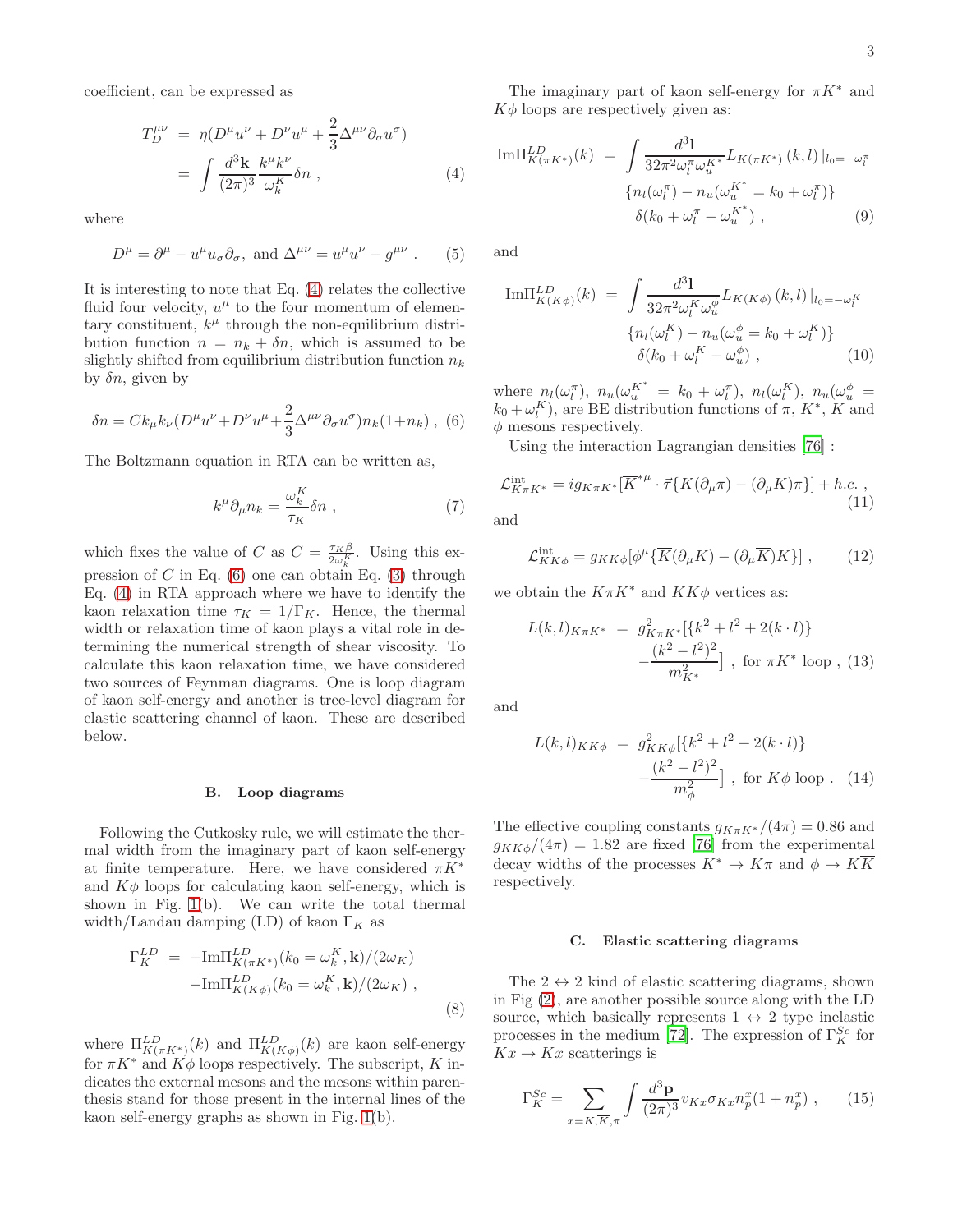coefficient, can be expressed as

$$
\begin{aligned}
T_D^{\mu\nu} &= \eta(D^\mu u^\nu + D^\nu u^\mu + \frac{2}{3}\Delta^{\mu\nu}\partial_\sigma u^\sigma) \\
&= \int \frac{d^3\mathbf{k}}{(2\pi)^3}\frac{k^\mu k^\nu}{\omega_k^K}\delta n \ , \qquad (4)
\end{aligned}
$$

where

$$
D^\mu = \partial^\mu - u^\mu u_\sigma \partial_\sigma, \text{ and } \Delta^{\mu\nu} = u^\mu u^\nu - g^{\mu\nu} \ . \qquad (5)
$$

It is interesting to note that Eq. (4) relates the collective fluid four velocity, $u^\mu$ to the four momentum of elementary constituent, $k^\mu$ through the non-equilibrium distribution function $n = n_k + \delta n$, which is assumed to be slightly shifted from equilibrium distribution function $n_k$ by $\delta n$, given by

$$
\delta n = C k_\mu k_\nu (D^\mu u^\nu + D^\nu u^\mu + \frac{2}{3}\Delta^{\mu\nu}\partial_\sigma u^\sigma) n_k(1+n_k) \ , \quad (6)
$$

The Boltzmann equation in RTA can be written as,

$$
k^\mu \partial_\mu n_k = \frac{\omega_k^K}{\tau_K}\delta n \ , \qquad (7)
$$

which fixes the value of $C$ as $C = \frac{\tau_K \beta}{2\omega_k^K}$. Using this expression of $C$ in Eq. (6) one can obtain Eq. (3) through Eq. (4) in RTA approach where we have to identify the kaon relaxation time $\tau_K = 1/\Gamma_K$. Hence, the thermal width or relaxation time of kaon plays a vital role in determining the numerical strength of shear viscosity. To calculate this kaon relaxation time, we have considered two sources of Feynman diagrams. One is loop diagram of kaon self-energy and another is tree-level diagram for elastic scattering channel of kaon. These are described below.

### B. Loop diagrams

Following the Cutkosky rule, we will estimate the thermal width from the imaginary part of kaon self-energy at finite temperature. Here, we have considered $\pi K^*$ and $K\phi$ loops for calculating kaon self-energy, which is shown in Fig. 1(b). We can write the total thermal width/Landau damping (LD) of kaon $\Gamma_K$ as

$$
\begin{aligned}
\Gamma_K^{LD} &= -\text{Im}\Pi^{LD}_{K(\pi K^*)}(k_0 = \omega_k^K, \mathbf{k})/(2\omega_K) \\
&\quad -\text{Im}\Pi^{LD}_{K(K\phi)}(k_0 = \omega_k^K, \mathbf{k})/(2\omega_K) \ , \qquad (8)
\end{aligned}
$$

where $\Pi^{LD}_{K(\pi K^*)}(k)$ and $\Pi^{LD}_{K(K\phi)}(k)$ are kaon self-energy for $\pi K^*$ and $K\phi$ loops respectively. The subscript, $K$ indicates the external mesons and the mesons within parenthesis stand for those present in the internal lines of the kaon self-energy graphs as shown in Fig. 1(b).

The imaginary part of kaon self-energy for $\pi K^*$ and $K\phi$ loops are respectively given as:

$$
\begin{aligned}
\text{Im}\Pi^{LD}_{K(\pi K^*)}(k) &= \int \frac{d^3\mathbf{l}}{32\pi^2 \omega_l^\pi \omega_u^{K^*}} L_{K(\pi K^*)}(k,l)\,|_{l_0 = -\omega_l^\pi} \\
&\quad \{n_l(\omega_l^\pi) - n_u(\omega_u^{K^*} = k_0 + \omega_l^\pi)\} \\
&\quad \delta(k_0 + \omega_l^\pi - \omega_u^{K^*}) \ , \qquad (9)
\end{aligned}
$$

and

$$
\begin{aligned}
\text{Im}\Pi^{LD}_{K(K\phi)}(k) &= \int \frac{d^3\mathbf{l}}{32\pi^2 \omega_l^K \omega_u^{\phi}} L_{K(K\phi)}(k,l)\,|_{l_0 = -\omega_l^K} \\
&\quad \{n_l(\omega_l^K) - n_u(\omega_u^{\phi} = k_0 + \omega_l^K)\} \\
&\quad \delta(k_0 + \omega_l^K - \omega_u^{\phi}) \ , \qquad (10)
\end{aligned}
$$

where $n_l(\omega_l^\pi)$, $n_u(\omega_u^{K^*} = k_0 + \omega_l^\pi)$, $n_l(\omega_l^K)$, $n_u(\omega_u^\phi = k_0 + \omega_l^K)$, are BE distribution functions of $\pi$, $K^*$, $K$ and $\phi$ mesons respectively.

Using the interaction Lagrangian densities [76] :

$$
\mathcal{L}^{\text{int}}_{K\pi K^*} = i g_{K\pi K^*}[\overline{K}^{*\mu} \cdot \vec{\tau}\{K(\partial_\mu \pi) - (\partial_\mu K)\pi\}] + h.c. \ , \qquad (11)
$$

and

$$
\mathcal{L}^{\text{int}}_{KK\phi} = g_{KK\phi}[\phi^\mu\{\overline{K}(\partial_\mu K) - (\partial_\mu \overline{K})K\}] \ , \qquad (12)
$$

we obtain the $K\pi K^*$ and $KK\phi$ vertices as:

$$
\begin{aligned}
L(k,l)_{K\pi K^*} &= g^2_{K\pi K^*}[\{k^2 + l^2 + 2(k\cdot l)\} \\
&\quad - \frac{(k^2 - l^2)^2}{m^2_{K^*}}] \ , \text{ for } \pi K^* \text{ loop} \ , \qquad (13)
\end{aligned}
$$

and

$$
\begin{aligned}
L(k,l)_{KK\phi} &= g^2_{KK\phi}[\{k^2 + l^2 + 2(k\cdot l)\} \\
&\quad - \frac{(k^2 - l^2)^2}{m^2_{\phi}}] \ , \text{ for } K\phi \text{ loop} \ . \qquad (14)
\end{aligned}
$$

The effective coupling constants $g_{K\pi K^*}/(4\pi) = 0.86$ and $g_{KK\phi}/(4\pi) = 1.82$ are fixed [76] from the experimental decay widths of the processes $K^* \to K\pi$ and $\phi \to K\overline{K}$ respectively.

### C. Elastic scattering diagrams

The $2 \leftrightarrow 2$ kind of elastic scattering diagrams, shown in Fig (2), are another possible source along with the LD source, which basically represents $1 \leftrightarrow 2$ type inelastic processes in the medium [72]. The expression of $\Gamma_K^{Sc}$ for $Kx \to Kx$ scatterings is

$$
\Gamma_K^{Sc} = \sum_{x = K, \overline{K}, \pi} \int \frac{d^3\mathbf{p}}{(2\pi)^3} v_{Kx}\sigma_{Kx} n_p^x(1 + n_p^x) \ , \qquad (15)
$$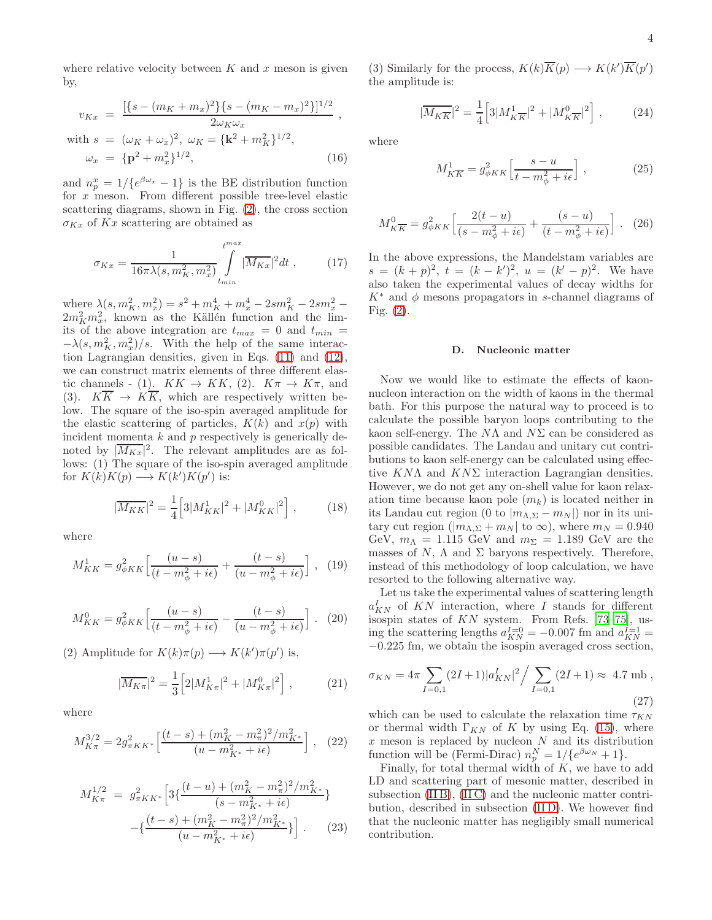where relative velocity between $K$ and $x$ meson is given by,

$$
\begin{aligned}
v_{Kx} &= \frac{[\{s-(m_K+m_x)^2\}\{s-(m_K-m_x)^2\}]^{1/2}}{2\omega_K\omega_x} ,\\
\text{with } s &= (\omega_K+\omega_x)^2,\ \omega_K = \{\mathbf{k}^2+m_K^2\}^{1/2},\\
\omega_x &= \{\mathbf{p}^2+m_x^2\}^{1/2},
\end{aligned} \tag{16}
$$

and $n_p^x = 1/\{e^{\beta\omega_x}-1\}$ is the BE distribution function for $x$ meson. From different possible tree-level elastic scattering diagrams, shown in Fig. (2), the cross section $\sigma_{Kx}$ of $Kx$ scattering are obtained as

$$
\sigma_{Kx} = \frac{1}{16\pi\lambda(s,m_K^2,m_x^2)}\int_{t_{min}}^{t^{max}} |\overline{M_{Kx}}|^2 dt , \tag{17}
$$

where $\lambda(s,m_K^2,m_x^2) = s^2+m_K^4+m_x^4-2sm_K^2-2sm_x^2-2m_K^2m_x^2$, known as the Källén function and the limits of the above integration are $t_{max}=0$ and $t_{min} = -\lambda(s,m_K^2,m_x^2)/s$. With the help of the same interaction Lagrangian densities, given in Eqs. (11) and (12), we can construct matrix elements of three different elastic channels - (1). $KK\to KK$, (2). $K\pi\to K\pi$, and (3). $K\overline{K}\to K\overline{K}$, which are respectively written below. The square of the iso-spin averaged amplitude for the elastic scattering of particles, $K(k)$ and $x(p)$ with incident momenta $k$ and $p$ respectively is generically denoted by $|\overline{M_{Kx}}|^2$. The relevant amplitudes are as follows: (1) The square of the iso-spin averaged amplitude for $K(k)K(p)\longrightarrow K(k')K(p')$ is:

$$
|\overline{M_{KK}}|^2 = \frac{1}{4}\Big[3|M^1_{KK}|^2+|M^0_{KK}|^2\Big] , \tag{18}
$$

where

$$
M^1_{KK} = g^2_{\phi KK}\Big[\frac{(u-s)}{(t-m_\phi^2+i\epsilon)}+\frac{(t-s)}{(u-m_\phi^2+i\epsilon)}\Big] , \tag{19}
$$

$$
M^0_{KK} = g^2_{\phi KK}\Big[\frac{(u-s)}{(t-m_\phi^2+i\epsilon)}-\frac{(t-s)}{(u-m_\phi^2+i\epsilon)}\Big] . \tag{20}
$$

(2) Amplitude for $K(k)\pi(p)\longrightarrow K(k')\pi(p')$ is,

$$
|\overline{M_{K\pi}}|^2 = \frac{1}{3}\Big[2|M^1_{K\pi}|^2+|M^0_{K\pi}|^2\Big] , \tag{21}
$$

where

$$
M^{3/2}_{K\pi} = 2g^2_{\pi KK^*}\Big[\frac{(t-s)+(m_K^2-m_\pi^2)^2/m^2_{K^*}}{(u-m^2_{K^*}+i\epsilon)}\Big] , \tag{22}
$$

$$
\begin{aligned}
M^{1/2}_{K\pi} &= g^2_{\pi KK^*}\Big[3\{\frac{(t-u)+(m_K^2-m_\pi^2)^2/m^2_{K^*}}{(s-m^2_{K^*}+i\epsilon)}\}\\
&\quad -\{\frac{(t-s)+(m_K^2-m_\pi^2)^2/m^2_{K^*}}{(u-m^2_{K^*}+i\epsilon)}\}\Big] .
\end{aligned} \tag{23}
$$

(3) Similarly for the process, $K(k)\overline{K}(p)\longrightarrow K(k')\overline{K}(p')$ the amplitude is:

$$
|\overline{M_{K\overline{K}}}|^2 = \frac{1}{4}\Big[3|M^1_{K\overline{K}}|^2+|M^0_{K\overline{K}}|^2\Big] , \tag{24}
$$

where

$$
M^1_{K\overline{K}} = g^2_{\phi KK}\Big[\frac{s-u}{t-m_\phi^2+i\epsilon}\Big] , \tag{25}
$$

$$
M^0_{K\overline{K}} = g^2_{\phi KK}\Big[\frac{2(t-u)}{(s-m_\phi^2+i\epsilon)}+\frac{(s-u)}{(t-m_\phi^2+i\epsilon)}\Big] . \tag{26}
$$

In the above expressions, the Mandelstam variables are $s=(k+p)^2$, $t=(k-k')^2$, $u=(k'-p)^2$. We have also taken the experimental values of decay widths for $K^*$ and $\phi$ mesons propagators in $s$-channel diagrams of Fig. (2).

### D. Nucleonic matter

Now we would like to estimate the effects of kaon-nucleon interaction on the width of kaons in the thermal bath. For this purpose the natural way to proceed is to calculate the possible baryon loops contributing to the kaon self-energy. The $N\Lambda$ and $N\Sigma$ can be considered as possible candidates. The Landau and unitary cut contributions to kaon self-energy can be calculated using effective $KN\Lambda$ and $KN\Sigma$ interaction Lagrangian densities. However, we do not get any on-shell value for kaon relaxation time because kaon pole ($m_k$) is located neither in its Landau cut region (0 to $|m_{\Lambda,\Sigma}-m_N|$) nor in its unitary cut region ($|m_{\Lambda,\Sigma}+m_N|$ to $\infty$), where $m_N = 0.940$ GeV, $m_\Lambda = 1.115$ GeV and $m_\Sigma = 1.189$ GeV are the masses of $N$, $\Lambda$ and $\Sigma$ baryons respectively. Therefore, instead of this methodology of loop calculation, we have resorted to the following alternative way.

Let us take the experimental values of scattering length $a^I_{KN}$ of $KN$ interaction, where $I$ stands for different isospin states of $KN$ system. From Refs. [73–75], using the scattering lengths $a^{I=0}_{KN} = -0.007$ fm and $a^{I=1}_{KN} = -0.225$ fm, we obtain the isospin averaged cross section,

$$
\sigma_{KN} = 4\pi\sum_{I=0,1}(2I+1)|a^I_{KN}|^2\Big/\sum_{I=0,1}(2I+1) \approx 4.7 \text{ mb} , \tag{27}
$$

which can be used to calculate the relaxation time $\tau_{KN}$ or thermal width $\Gamma_{KN}$ of $K$ by using Eq. (15), where $x$ meson is replaced by nucleon $N$ and its distribution function will be (Fermi-Dirac) $n_p^N = 1/\{e^{\beta\omega_N}+1\}$.

Finally, for total thermal width of $K$, we have to add LD and scattering part of mesonic matter, described in subsection (II B), (II C) and the nucleonic matter contribution, described in subsection (II D). We however find that the nucleonic matter has negligibly small numerical contribution.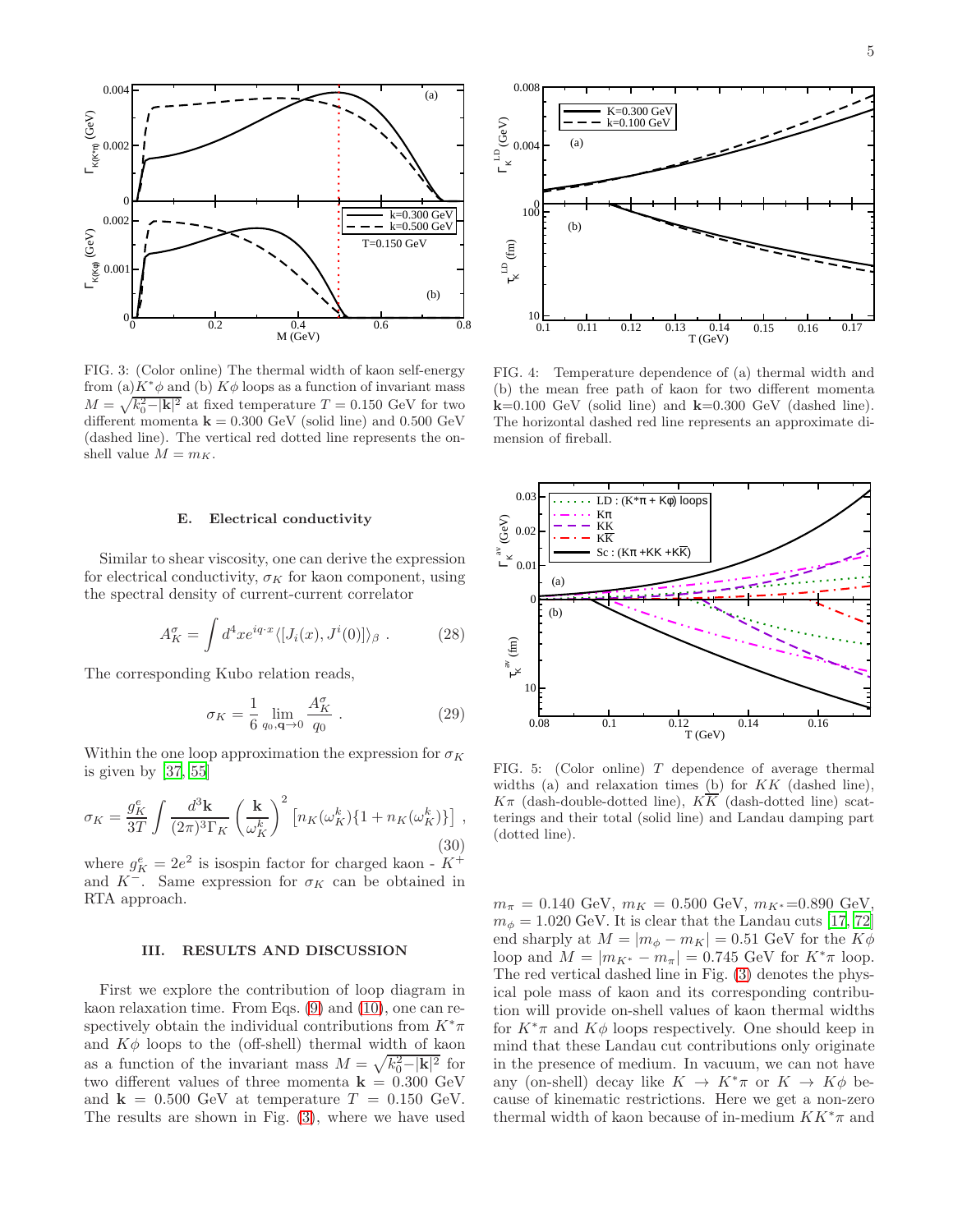FIG. 3: (Color online) The thermal width of kaon self-energy from (a)$K^*\phi$ and (b) $K\phi$ loops as a function of invariant mass $M=\sqrt{k_0^2-|\mathbf{k}|^2}$ at fixed temperature $T=0.150$ GeV for two different momenta $\mathbf{k}=0.300$ GeV (solid line) and 0.500 GeV (dashed line). The vertical red dotted line represents the on-shell value $M=m_K$.

FIG. 4: Temperature dependence of (a) thermal width and (b) the mean free path of kaon for two different momenta $\mathbf{k}$=0.100 GeV (solid line) and $\mathbf{k}$=0.300 GeV (dashed line). The horizontal dashed red line represents an approximate dimension of fireball.

FIG. 5: (Color online) $T$ dependence of average thermal widths (a) and relaxation times (b) for $KK$ (dashed line), $K\pi$ (dash-double-dotted line), $K\overline{K}$ (dash-dotted line) scatterings and their total (solid line) and Landau damping part (dotted line).

### E. Electrical conductivity

Similar to shear viscosity, one can derive the expression for electrical conductivity, $\sigma_K$ for kaon component, using the spectral density of current-current correlator

$$A_K^\sigma=\int d^4x e^{iq\cdot x}\langle[J_i(x),J^i(0)]\rangle_\beta\ . \tag{28}$$

The corresponding Kubo relation reads,

$$\sigma_K=\frac{1}{6}\lim_{q_0,\mathbf{q}\to 0}\frac{A_K^\sigma}{q_0}\ . \tag{29}$$

Within the one loop approximation the expression for $\sigma_K$ is given by [37, 55]

$$\sigma_K=\frac{g_K^e}{3T}\int\frac{d^3\mathbf{k}}{(2\pi)^3\Gamma_K}\left(\frac{\mathbf{k}}{\omega_K^k}\right)^2\left[n_K(\omega_K^k)\{1+n_K(\omega_K^k)\}\right]\ , \tag{30}$$

where $g_K^e=2e^2$ is isospin factor for charged kaon - $K^+$ and $K^-$. Same expression for $\sigma_K$ can be obtained in RTA approach.

## III. RESULTS AND DISCUSSION

First we explore the contribution of loop diagram in kaon relaxation time. From Eqs. (9) and (10), one can respectively obtain the individual contributions from $K^*\pi$ and $K\phi$ loops to the (off-shell) thermal width of kaon as a function of the invariant mass $M=\sqrt{k_0^2-|\mathbf{k}|^2}$ for two different values of three momenta $\mathbf{k}=0.300$ GeV and $\mathbf{k}=0.500$ GeV at temperature $T=0.150$ GeV. The results are shown in Fig. (3), where we have used $m_\pi=0.140$ GeV, $m_K=0.500$ GeV, $m_{K^*}$=0.890 GeV, $m_\phi=1.020$ GeV. It is clear that the Landau cuts [17, 72] end sharply at $M=|m_\phi-m_K|=0.51$ GeV for the $K\phi$ loop and $M=|m_{K^*}-m_\pi|=0.745$ GeV for $K^*\pi$ loop. The red vertical dashed line in Fig. (3) denotes the physical pole mass of kaon and its corresponding contribution will provide on-shell values of kaon thermal widths for $K^*\pi$ and $K\phi$ loops respectively. One should keep in mind that these Landau cut contributions only originate in the presence of medium. In vacuum, we can not have any (on-shell) decay like $K\to K^*\pi$ or $K\to K\phi$ because of kinematic restrictions. Here we get a non-zero thermal width of kaon because of in-medium $KK^*\pi$ and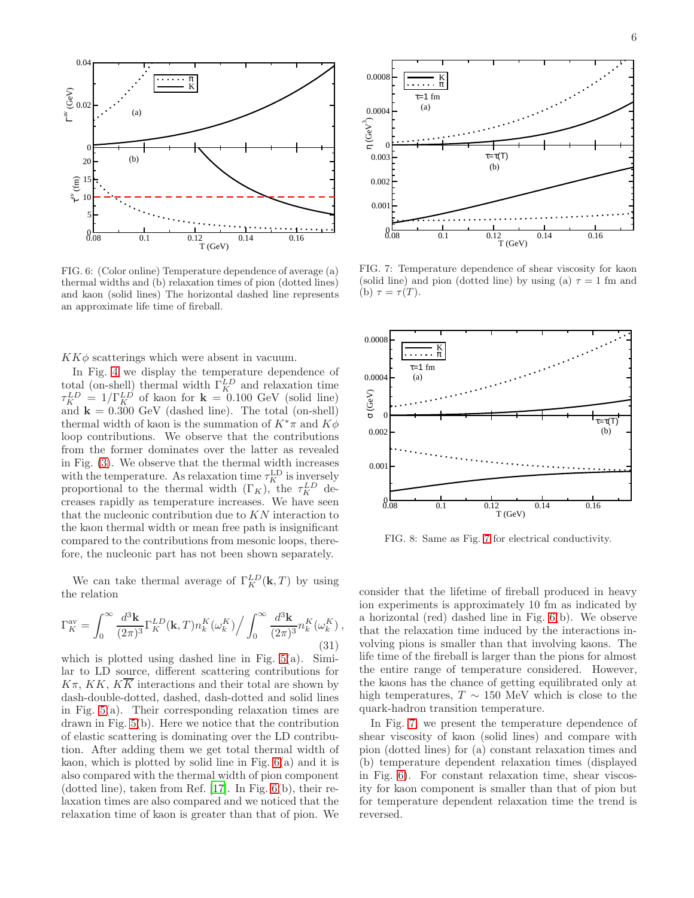FIG. 6: (Color online) Temperature dependence of average (a) thermal widths and (b) relaxation times of pion (dotted lines) and kaon (solid lines) The horizontal dashed line represents an approximate life time of fireball.

FIG. 7: Temperature dependence of shear viscosity for kaon (solid line) and pion (dotted line) by using (a) $\tau = 1$ fm and (b) $\tau = \tau(T)$.

FIG. 8: Same as Fig. 7 for electrical conductivity.

$KK\phi$ scatterings which were absent in vacuum.

In Fig. 4 we display the temperature dependence of total (on-shell) thermal width $\Gamma_K^{LD}$ and relaxation time $\tau_K^{LD} = 1/\Gamma_K^{LD}$ of kaon for $\mathbf{k} = 0.100$ GeV (solid line) and $\mathbf{k} = 0.300$ GeV (dashed line). The total (on-shell) thermal width of kaon is the summation of $K^*\pi$ and $K\phi$ loop contributions. We observe that the contributions from the former dominates over the latter as revealed in Fig. (3). We observe that the thermal width increases with the temperature. As relaxation time $\tau_K^{\rm LD}$ is inversely proportional to the thermal width ($\Gamma_K$), the $\tau_K^{LD}$ decreases rapidly as temperature increases. We have seen that the nucleonic contribution due to $KN$ interaction to the kaon thermal width or mean free path is insignificant compared to the contributions from mesonic loops, therefore, the nucleonic part has not been shown separately.

We can take thermal average of $\Gamma_K^{LD}(\mathbf{k},T)$ by using the relation

$$\Gamma_K^{\rm av} = \int_0^\infty \frac{d^3\mathbf{k}}{(2\pi)^3}\Gamma_K^{LD}(\mathbf{k},T)n_k^K(\omega_k^K)\Big/\int_0^\infty \frac{d^3\mathbf{k}}{(2\pi)^3}n_k^K(\omega_k^K)\,, \tag{31}$$

which is plotted using dashed line in Fig. 5(a). Similar to LD source, different scattering contributions for $K\pi$, $KK$, $K\overline{K}$ interactions and their total are shown by dash-double-dotted, dashed, dash-dotted and solid lines in Fig. 5(a). Their corresponding relaxation times are drawn in Fig. 5(b). Here we notice that the contribution of elastic scattering is dominating over the LD contribution. After adding them we get total thermal width of kaon, which is plotted by solid line in Fig. 6(a) and it is also compared with the thermal width of pion component (dotted line), taken from Ref. [17]. In Fig. 6(b), their relaxation times are also compared and we noticed that the relaxation time of kaon is greater than that of pion. We consider that the lifetime of fireball produced in heavy ion experiments is approximately 10 fm as indicated by a horizontal (red) dashed line in Fig. 6(b). We observe that the relaxation time induced by the interactions involving pions is smaller than that involving kaons. The life time of the fireball is larger than the pions for almost the entire range of temperature considered. However, the kaons has the chance of getting equilibrated only at high temperatures, $T \sim 150$ MeV which is close to the quark-hadron transition temperature.

In Fig. 7, we present the temperature dependence of shear viscosity of kaon (solid lines) and compare with pion (dotted lines) for (a) constant relaxation times and (b) temperature dependent relaxation times (displayed in Fig. 6). For constant relaxation time, shear viscosity for kaon component is smaller than that of pion but for temperature dependent relaxation time the trend is reversed.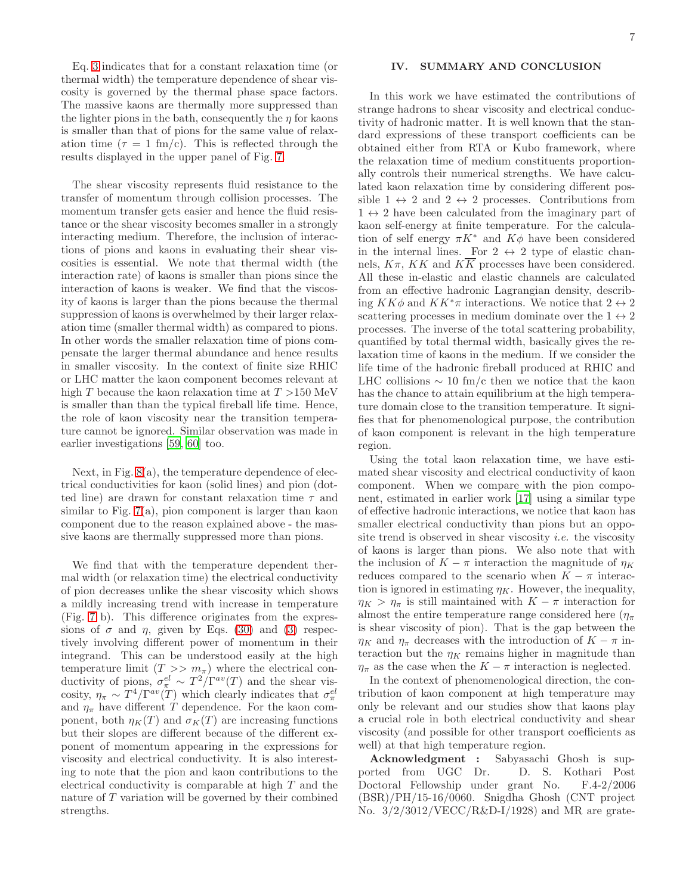Eq. 3 indicates that for a constant relaxation time (or thermal width) the temperature dependence of shear viscosity is governed by the thermal phase space factors. The massive kaons are thermally more suppressed than the lighter pions in the bath, consequently the $\eta$ for kaons is smaller than that of pions for the same value of relaxation time ($\tau = 1$ fm/c). This is reflected through the results displayed in the upper panel of Fig. 7.

The shear viscosity represents fluid resistance to the transfer of momentum through collision processes. The momentum transfer gets easier and hence the fluid resistance or the shear viscosity becomes smaller in a strongly interacting medium. Therefore, the inclusion of interactions of pions and kaons in evaluating their shear viscosities is essential. We note that thermal width (the interaction rate) of kaons is smaller than pions since the interaction of kaons is weaker. We find that the viscosity of kaons is larger than the pions because the thermal suppression of kaons is overwhelmed by their larger relaxation time (smaller thermal width) as compared to pions. In other words the smaller relaxation time of pions compensate the larger thermal abundance and hence results in smaller viscosity. In the context of finite size RHIC or LHC matter the kaon component becomes relevant at high $T$ because the kaon relaxation time at $T >$150 MeV is smaller than than the typical fireball life time. Hence, the role of kaon viscosity near the transition temperature cannot be ignored. Similar observation was made in earlier investigations [59, 60] too.

Next, in Fig. 8(a), the temperature dependence of electrical conductivities for kaon (solid lines) and pion (dotted line) are drawn for constant relaxation time $\tau$ and similar to Fig. 7(a), pion component is larger than kaon component due to the reason explained above - the massive kaons are thermally suppressed more than pions.

We find that with the temperature dependent thermal width (or relaxation time) the electrical conductivity of pion decreases unlike the shear viscosity which shows a mildly increasing trend with increase in temperature (Fig. 7 b). This difference originates from the expressions of $\sigma$ and $\eta$, given by Eqs. (30) and (3) respectively involving different power of momentum in their integrand. This can be understood easily at the high temperature limit ($T >> m_\pi$) where the electrical conductivity of pions, $\sigma^{el}_\pi \sim T^2/\Gamma^{av}(T)$ and the shear viscosity, $\eta_\pi \sim T^4/\Gamma^{av}(T)$ which clearly indicates that $\sigma^{el}_\pi$ and $\eta_\pi$ have different $T$ dependence. For the kaon component, both $\eta_K(T)$ and $\sigma_K(T)$ are increasing functions but their slopes are different because of the different exponent of momentum appearing in the expressions for viscosity and electrical conductivity. It is also interesting to note that the pion and kaon contributions to the electrical conductivity is comparable at high $T$ and the nature of $T$ variation will be governed by their combined strengths.

## IV. SUMMARY AND CONCLUSION

In this work we have estimated the contributions of strange hadrons to shear viscosity and electrical conductivity of hadronic matter. It is well known that the standard expressions of these transport coefficients can be obtained either from RTA or Kubo framework, where the relaxation time of medium constituents proportionally controls their numerical strengths. We have calculated kaon relaxation time by considering different possible $1 \leftrightarrow 2$ and $2 \leftrightarrow 2$ processes. Contributions from $1 \leftrightarrow 2$ have been calculated from the imaginary part of kaon self-energy at finite temperature. For the calculation of self energy $\pi K^*$ and $K\phi$ have been considered in the internal lines. For $2 \leftrightarrow 2$ type of elastic channels, $K\pi$, $KK$ and $K\overline{K}$ processes have been considered. All these in-elastic and elastic channels are calculated from an effective hadronic Lagrangian density, describing $KK\phi$ and $KK^*\pi$ interactions. We notice that $2 \leftrightarrow 2$ scattering processes in medium dominate over the $1 \leftrightarrow 2$ processes. The inverse of the total scattering probability, quantified by total thermal width, basically gives the relaxation time of kaons in the medium. If we consider the life time of the hadronic fireball produced at RHIC and LHC collisions $\sim$ 10 fm/c then we notice that the kaon has the chance to attain equilibrium at the high temperature domain close to the transition temperature. It signifies that for phenomenological purpose, the contribution of kaon component is relevant in the high temperature region.

Using the total kaon relaxation time, we have estimated shear viscosity and electrical conductivity of kaon component. When we compare with the pion component, estimated in earlier work [17] using a similar type of effective hadronic interactions, we notice that kaon has smaller electrical conductivity than pions but an opposite trend is observed in shear viscosity *i.e.* the viscosity of kaons is larger than pions. We also note that with the inclusion of $K-\pi$ interaction the magnitude of $\eta_K$ reduces compared to the scenario when $K-\pi$ interaction is ignored in estimating $\eta_K$. However, the inequality, $\eta_K > \eta_\pi$ is still maintained with $K-\pi$ interaction for almost the entire temperature range considered here ($\eta_\pi$ is shear viscosity of pion). That is the gap between the $\eta_K$ and $\eta_\pi$ decreases with the introduction of $K-\pi$ interaction but the $\eta_K$ remains higher in magnitude than $\eta_\pi$ as the case when the $K-\pi$ interaction is neglected.

In the context of phenomenological direction, the contribution of kaon component at high temperature may only be relevant and our studies show that kaons play a crucial role in both electrical conductivity and shear viscosity (and possible for other transport coefficients as well) at that high temperature region.

**Acknowledgment :** Sabyasachi Ghosh is supported from UGC Dr. D. S. Kothari Post Doctoral Fellowship under grant No. F.4-2/2006 (BSR)/PH/15-16/0060. Snigdha Ghosh (CNT project No. 3/2/3012/VECC/R&D-I/1928) and MR are grate-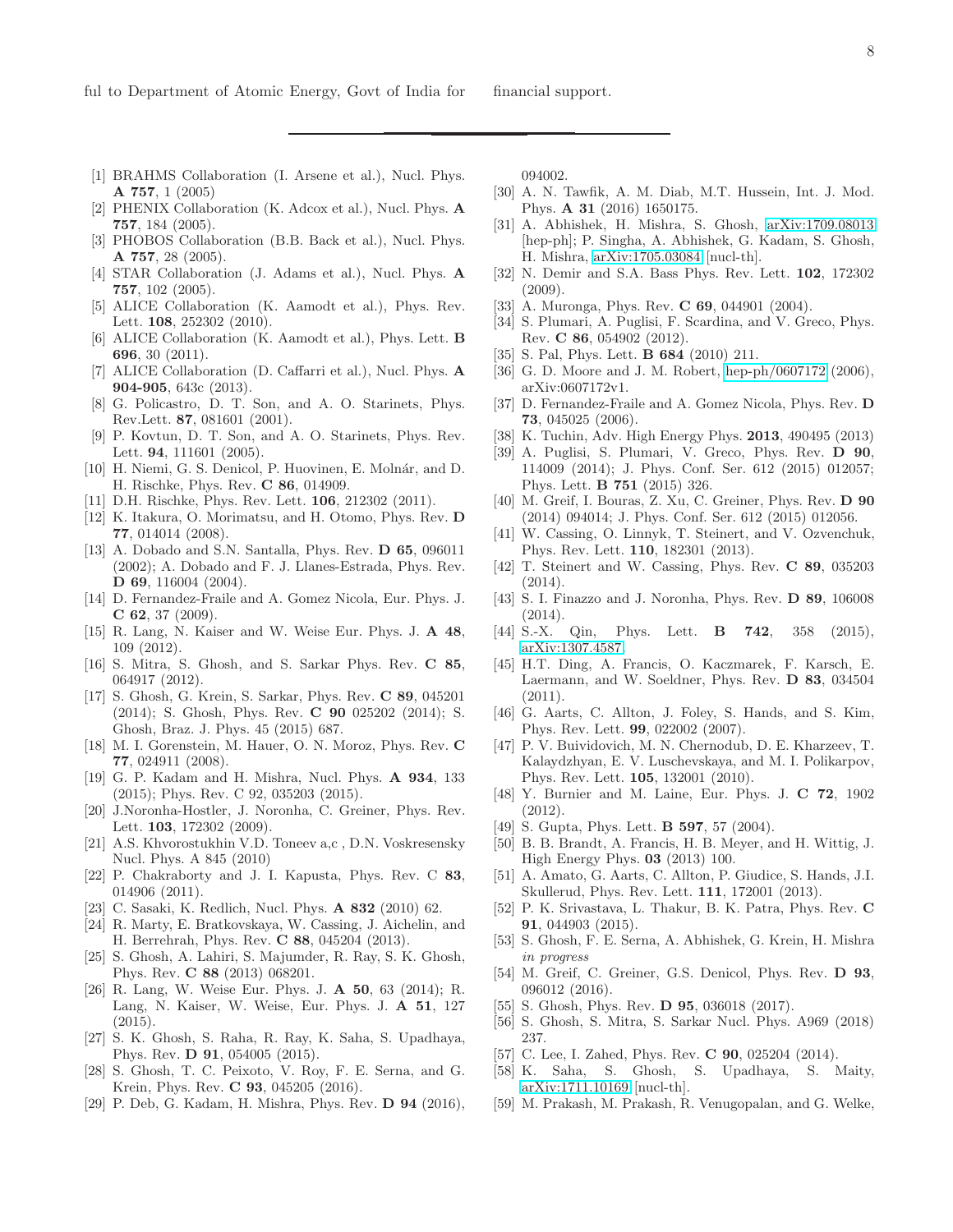ful to Department of Atomic Energy, Govt of India for financial support.

---

[1] BRAHMS Collaboration (I. Arsene et al.), Nucl. Phys. **A 757**, 1 (2005)

[2] PHENIX Collaboration (K. Adcox et al.), Nucl. Phys. **A 757**, 184 (2005).

[3] PHOBOS Collaboration (B.B. Back et al.), Nucl. Phys. **A 757**, 28 (2005).

[4] STAR Collaboration (J. Adams et al.), Nucl. Phys. **A 757**, 102 (2005).

[5] ALICE Collaboration (K. Aamodt et al.), Phys. Rev. Lett. **108**, 252302 (2010).

[6] ALICE Collaboration (K. Aamodt et al.), Phys. Lett. **B 696**, 30 (2011).

[7] ALICE Collaboration (D. Caffarri et al.), Nucl. Phys. **A 904-905**, 643c (2013).

[8] G. Policastro, D. T. Son, and A. O. Starinets, Phys. Rev.Lett. **87**, 081601 (2001).

[9] P. Kovtun, D. T. Son, and A. O. Starinets, Phys. Rev. Lett. **94**, 111601 (2005).

[10] H. Niemi, G. S. Denicol, P. Huovinen, E. Molnár, and D. H. Rischke, Phys. Rev. **C 86**, 014909.

[11] D.H. Rischke, Phys. Rev. Lett. **106**, 212302 (2011).

[12] K. Itakura, O. Morimatsu, and H. Otomo, Phys. Rev. **D 77**, 014014 (2008).

[13] A. Dobado and S.N. Santalla, Phys. Rev. **D 65**, 096011 (2002); A. Dobado and F. J. Llanes-Estrada, Phys. Rev. **D 69**, 116004 (2004).

[14] D. Fernandez-Fraile and A. Gomez Nicola, Eur. Phys. J. **C 62**, 37 (2009).

[15] R. Lang, N. Kaiser and W. Weise Eur. Phys. J. **A 48**, 109 (2012).

[16] S. Mitra, S. Ghosh, and S. Sarkar Phys. Rev. **C 85**, 064917 (2012).

[17] S. Ghosh, G. Krein, S. Sarkar, Phys. Rev. **C 89**, 045201 (2014); S. Ghosh, Phys. Rev. **C 90** 025202 (2014); S. Ghosh, Braz. J. Phys. 45 (2015) 687.

[18] M. I. Gorenstein, M. Hauer, O. N. Moroz, Phys. Rev. **C 77**, 024911 (2008).

[19] G. P. Kadam and H. Mishra, Nucl. Phys. **A 934**, 133 (2015); Phys. Rev. C 92, 035203 (2015).

[20] J.Noronha-Hostler, J. Noronha, C. Greiner, Phys. Rev. Lett. **103**, 172302 (2009).

[21] A.S. Khvorostukhin V.D. Toneev a,c , D.N. Voskresensky Nucl. Phys. A 845 (2010)

[22] P. Chakraborty and J. I. Kapusta, Phys. Rev. C **83**, 014906 (2011).

[23] C. Sasaki, K. Redlich, Nucl. Phys. **A 832** (2010) 62.

[24] R. Marty, E. Bratkovskaya, W. Cassing, J. Aichelin, and H. Berrehrah, Phys. Rev. **C 88**, 045204 (2013).

[25] S. Ghosh, A. Lahiri, S. Majumder, R. Ray, S. K. Ghosh, Phys. Rev. **C 88** (2013) 068201.

[26] R. Lang, W. Weise Eur. Phys. J. **A 50**, 63 (2014); R. Lang, N. Kaiser, W. Weise, Eur. Phys. J. **A 51**, 127 (2015).

[27] S. K. Ghosh, S. Raha, R. Ray, K. Saha, S. Upadhaya, Phys. Rev. **D 91**, 054005 (2015).

[28] S. Ghosh, T. C. Peixoto, V. Roy, F. E. Serna, and G. Krein, Phys. Rev. **C 93**, 045205 (2016).

[29] P. Deb, G. Kadam, H. Mishra, Phys. Rev. **D 94** (2016), 094002.

[30] A. N. Tawfik, A. M. Diab, M.T. Hussein, Int. J. Mod. Phys. **A 31** (2016) 1650175.

[31] A. Abhishek, H. Mishra, S. Ghosh, arXiv:1709.08013 [hep-ph]; P. Singha, A. Abhishek, G. Kadam, S. Ghosh, H. Mishra, arXiv:1705.03084 [nucl-th].

[32] N. Demir and S.A. Bass Phys. Rev. Lett. **102**, 172302 (2009).

[33] A. Muronga, Phys. Rev. **C 69**, 044901 (2004).

[34] S. Plumari, A. Puglisi, F. Scardina, and V. Greco, Phys. Rev. **C 86**, 054902 (2012).

[35] S. Pal, Phys. Lett. **B 684** (2010) 211.

[36] G. D. Moore and J. M. Robert, hep-ph/0607172 (2006), arXiv:0607172v1.

[37] D. Fernandez-Fraile and A. Gomez Nicola, Phys. Rev. **D 73**, 045025 (2006).

[38] K. Tuchin, Adv. High Energy Phys. **2013**, 490495 (2013)

[39] A. Puglisi, S. Plumari, V. Greco, Phys. Rev. **D 90**, 114009 (2014); J. Phys. Conf. Ser. 612 (2015) 012057; Phys. Lett. **B 751** (2015) 326.

[40] M. Greif, I. Bouras, Z. Xu, C. Greiner, Phys. Rev. **D 90** (2014) 094014; J. Phys. Conf. Ser. 612 (2015) 012056.

[41] W. Cassing, O. Linnyk, T. Steinert, and V. Ozvenchuk, Phys. Rev. Lett. **110**, 182301 (2013).

[42] T. Steinert and W. Cassing, Phys. Rev. **C 89**, 035203 (2014).

[43] S. I. Finazzo and J. Noronha, Phys. Rev. **D 89**, 106008 (2014).

[44] S.-X. Qin, Phys. Lett. **B 742**, 358 (2015), arXiv:1307.4587.

[45] H.T. Ding, A. Francis, O. Kaczmarek, F. Karsch, E. Laermann, and W. Soeldner, Phys. Rev. **D 83**, 034504 (2011).

[46] G. Aarts, C. Allton, J. Foley, S. Hands, and S. Kim, Phys. Rev. Lett. **99**, 022002 (2007).

[47] P. V. Buividovich, M. N. Chernodub, D. E. Kharzeev, T. Kalaydzhyan, E. V. Luschevskaya, and M. I. Polikarpov, Phys. Rev. Lett. **105**, 132001 (2010).

[48] Y. Burnier and M. Laine, Eur. Phys. J. **C 72**, 1902 (2012).

[49] S. Gupta, Phys. Lett. **B 597**, 57 (2004).

[50] B. B. Brandt, A. Francis, H. B. Meyer, and H. Wittig, J. High Energy Phys. **03** (2013) 100.

[51] A. Amato, G. Aarts, C. Allton, P. Giudice, S. Hands, J.I. Skullerud, Phys. Rev. Lett. **111**, 172001 (2013).

[52] P. K. Srivastava, L. Thakur, B. K. Patra, Phys. Rev. **C 91**, 044903 (2015).

[53] S. Ghosh, F. E. Serna, A. Abhishek, G. Krein, H. Mishra *in progress*

[54] M. Greif, C. Greiner, G.S. Denicol, Phys. Rev. **D 93**, 096012 (2016).

[55] S. Ghosh, Phys. Rev. **D 95**, 036018 (2017).

[56] S. Ghosh, S. Mitra, S. Sarkar Nucl. Phys. A969 (2018) 237.

[57] C. Lee, I. Zahed, Phys. Rev. **C 90**, 025204 (2014).

[58] K. Saha, S. Ghosh, S. Upadhaya, S. Maity, arXiv:1711.10169 [nucl-th].

[59] M. Prakash, M. Prakash, R. Venugopalan, and G. Welke,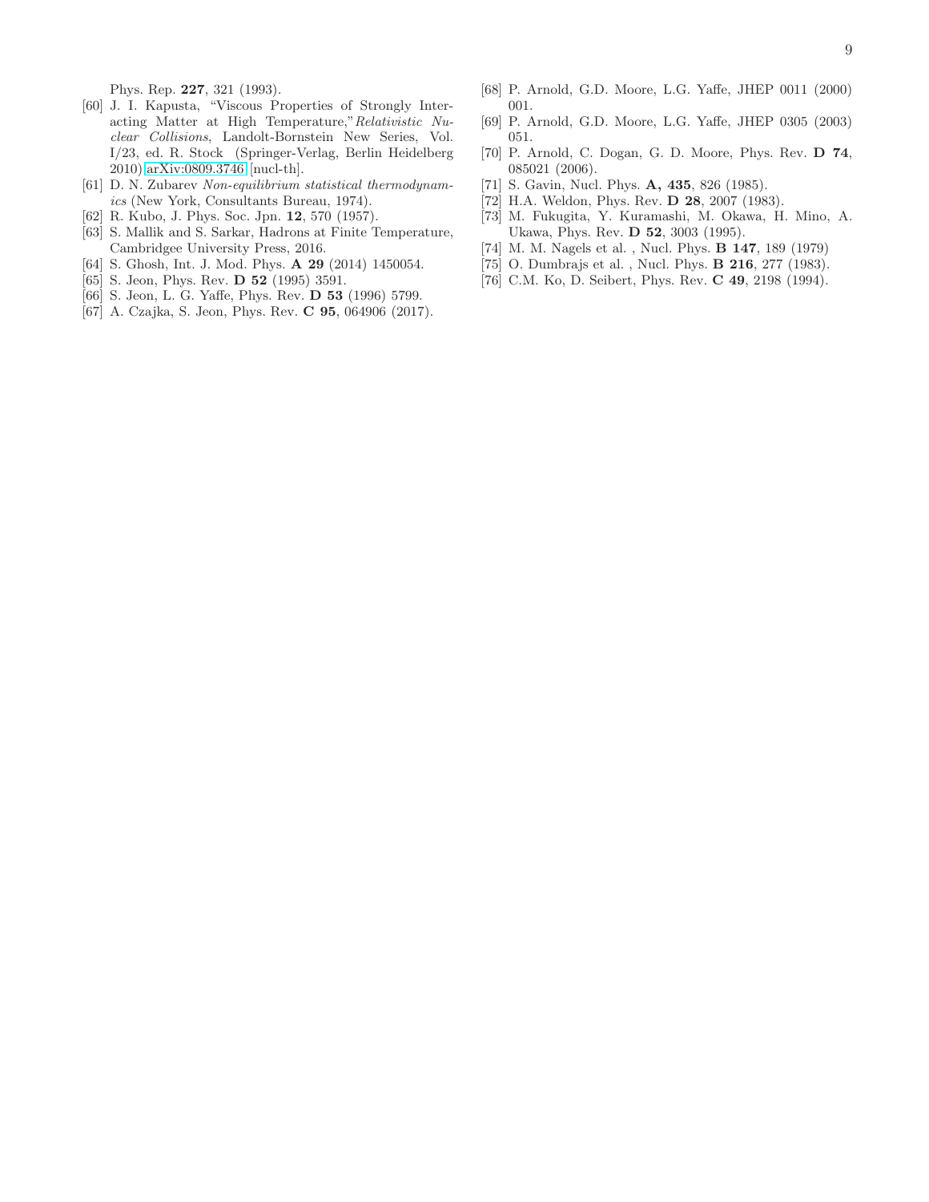Phys. Rep. **227**, 321 (1993).

[60] J. I. Kapusta, "Viscous Properties of Strongly Interacting Matter at High Temperature,"*Relativistic Nuclear Collisions*, Landolt-Bornstein New Series, Vol. I/23, ed. R. Stock (Springer-Verlag, Berlin Heidelberg 2010) arXiv:0809.3746 [nucl-th].

[61] D. N. Zubarev *Non-equilibrium statistical thermodynamics* (New York, Consultants Bureau, 1974).

[62] R. Kubo, J. Phys. Soc. Jpn. **12**, 570 (1957).

[63] S. Mallik and S. Sarkar, Hadrons at Finite Temperature, Cambridgee University Press, 2016.

[64] S. Ghosh, Int. J. Mod. Phys. **A 29** (2014) 1450054.

[65] S. Jeon, Phys. Rev. **D 52** (1995) 3591.

[66] S. Jeon, L. G. Yaffe, Phys. Rev. **D 53** (1996) 5799.

[67] A. Czajka, S. Jeon, Phys. Rev. **C 95**, 064906 (2017).

[68] P. Arnold, G.D. Moore, L.G. Yaffe, JHEP 0011 (2000) 001.

[69] P. Arnold, G.D. Moore, L.G. Yaffe, JHEP 0305 (2003) 051.

[70] P. Arnold, C. Dogan, G. D. Moore, Phys. Rev. **D 74**, 085021 (2006).

[71] S. Gavin, Nucl. Phys. **A, 435**, 826 (1985).

[72] H.A. Weldon, Phys. Rev. **D 28**, 2007 (1983).

[73] M. Fukugita, Y. Kuramashi, M. Okawa, H. Mino, A. Ukawa, Phys. Rev. **D 52**, 3003 (1995).

[74] M. M. Nagels et al. , Nucl. Phys. **B 147**, 189 (1979)

[75] O. Dumbrajs et al. , Nucl. Phys. **B 216**, 277 (1983).

[76] C.M. Ko, D. Seibert, Phys. Rev. **C 49**, 2198 (1994).